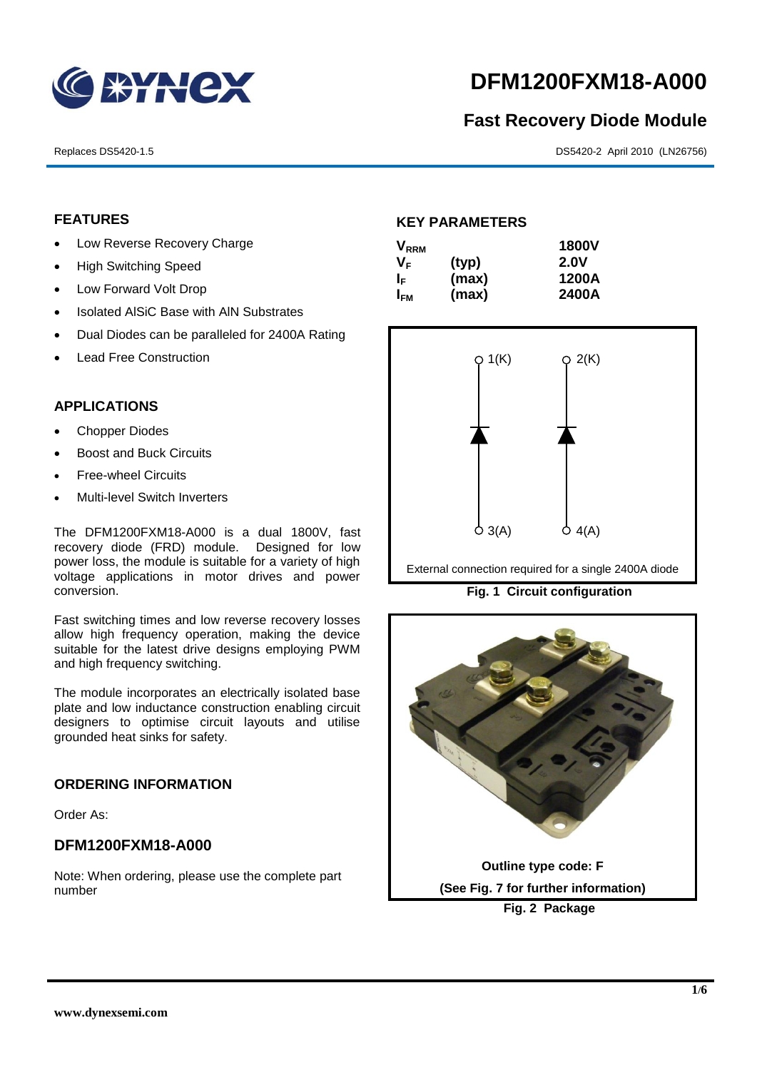# DFM1200FXM18-A000

## Fast Recovery Diode Module

Replaces DS5420-1.5

DS5420-2 April 2010 (LN26756)

### FEATURES

- Low Reverse Recovery Charge
- High Switching Speed
- Low Forward Volt Drop
- Isolated AlSiC Base with AlN Substrates
- Dual Diodes can be paralleled for 2400A Rating
- Lead Free Construction

### APPLICATIONS

- Chopper Diodes
- Boost and Buck Circuits
- Free-wheel Circuits
- Multi-level Switch Inverters

The DFM1200FXM18-A000 is a dual 1800V, fast recovery diode (FRD) module. Designed for low power loss, the module is suitable for a variety of high voltage applications in motor drives and power conversion.

Fast switching times and low reverse recovery losses allow high frequency operation, making the device suitable for the latest drive designs employing PWM and high frequency switching.

The module incorporates an electrically isolated base plate and low inductance construction enabling circuit designers to optimise circuit layouts and utilise grounded heat sinks for safety.

### ORDERING INFORMATION

Order As:

### DFM1200FXM18-A000

Note: When ordering, please use the complete part number

### KEY PARAMETERS

| | | |
|---|---|---|
| $V_{RRM}$ | | 1800V |
| $V_F$ | (typ) | 2.0V |
| $I_F$ | (max) | 1200A |
| $I_{FM}$ | (max) | 2400A |

1(K) 2(K) 3(A) 4(A)

External connection required for a single 2400A diode

**Fig. 1 Circuit configuration**

**Outline type code: F**

**(See Fig. 7 for further information)**

**Fig. 2 Package**

www.dynexsemi.com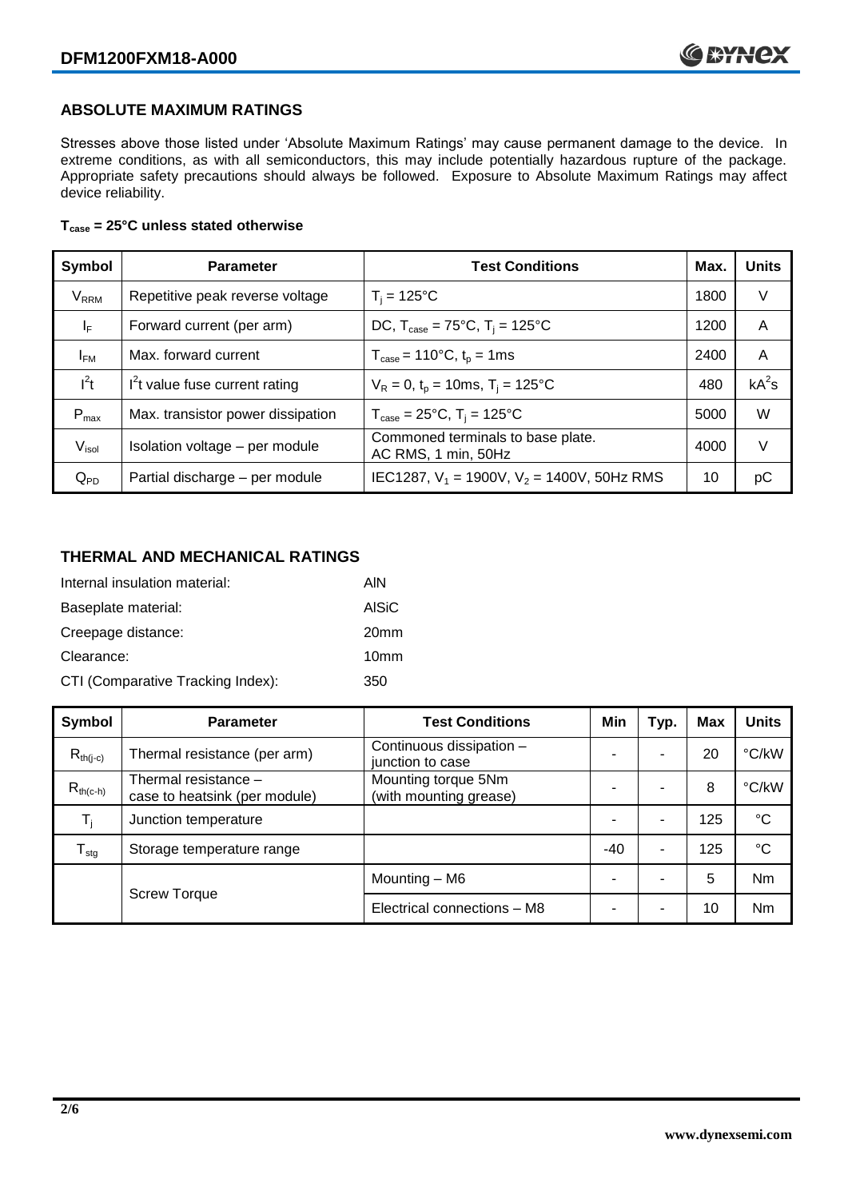## ABSOLUTE MAXIMUM RATINGS

Stresses above those listed under 'Absolute Maximum Ratings' may cause permanent damage to the device. In extreme conditions, as with all semiconductors, this may include potentially hazardous rupture of the package. Appropriate safety precautions should always be followed. Exposure to Absolute Maximum Ratings may affect device reliability.

**$T_{case}$ = 25°C unless stated otherwise**

| Symbol | Parameter | Test Conditions | Max. | Units |
|---|---|---|---|---|
| $V_{RRM}$ | Repetitive peak reverse voltage | $T_j$ = 125°C | 1800 | V |
| $I_F$ | Forward current (per arm) | DC, $T_{case}$ = 75°C, $T_j$ = 125°C | 1200 | A |
| $I_{FM}$ | Max. forward current | $T_{case}$ = 110°C, $t_p$ = 1ms | 2400 | A |
| $I^2t$ | $I^2t$ value fuse current rating | $V_R$ = 0, $t_p$ = 10ms, $T_j$ = 125°C | 480 | $kA^2s$ |
| $P_{max}$ | Max. transistor power dissipation | $T_{case}$ = 25°C, $T_j$ = 125°C | 5000 | W |
| $V_{isol}$ | Isolation voltage – per module | Commoned terminals to base plate. AC RMS, 1 min, 50Hz | 4000 | V |
| $Q_{PD}$ | Partial discharge – per module | IEC1287, $V_1$ = 1900V, $V_2$ = 1400V, 50Hz RMS | 10 | pC |

## THERMAL AND MECHANICAL RATINGS

Internal insulation material: AlN

Baseplate material: AlSiC

Creepage distance: 20mm

Clearance: 10mm

CTI (Comparative Tracking Index): 350

| Symbol | Parameter | Test Conditions | Min | Typ. | Max | Units |
|---|---|---|---|---|---|---|
| $R_{th(j-c)}$ | Thermal resistance (per arm) | Continuous dissipation – junction to case | - | - | 20 | °C/kW |
| $R_{th(c-h)}$ | Thermal resistance – case to heatsink (per module) | Mounting torque 5Nm (with mounting grease) | - | - | 8 | °C/kW |
| $T_j$ | Junction temperature | | - | - | 125 | °C |
| $T_{stg}$ | Storage temperature range | | -40 | - | 125 | °C |
| | Screw Torque | Mounting – M6 | - | - | 5 | Nm |
| | | Electrical connections – M8 | - | - | 10 | Nm |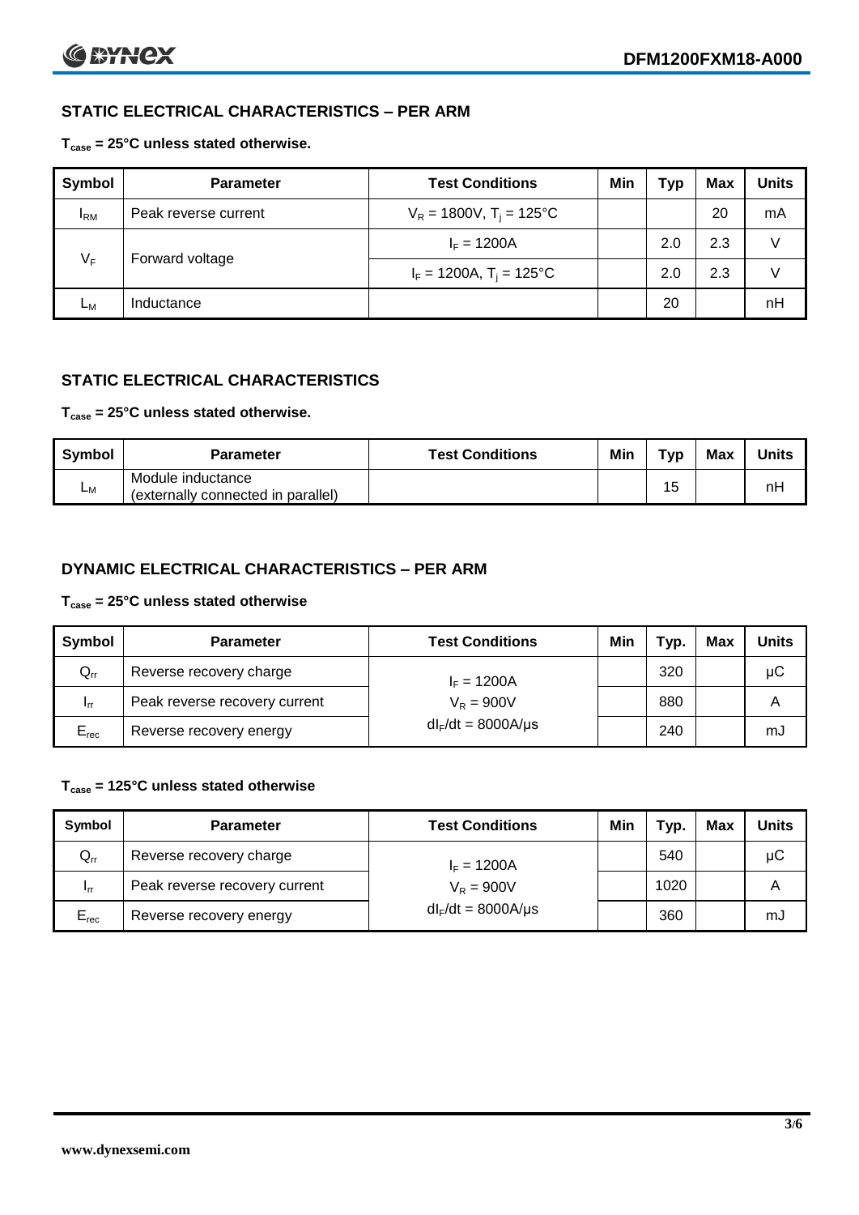## STATIC ELECTRICAL CHARACTERISTICS – PER ARM

**$T_{case}$ = 25°C unless stated otherwise.**

| Symbol | Parameter | Test Conditions | Min | Typ | Max | Units |
|---|---|---|---|---|---|---|
| $I_{RM}$ | Peak reverse current | $V_R$ = 1800V, $T_j$ = 125°C | | | 20 | mA |
| $V_F$ | Forward voltage | $I_F$ = 1200A | | 2.0 | 2.3 | V |
| | | $I_F$ = 1200A, $T_j$ = 125°C | | 2.0 | 2.3 | V |
| $L_M$ | Inductance | | | 20 | | nH |

## STATIC ELECTRICAL CHARACTERISTICS

**$T_{case}$ = 25°C unless stated otherwise.**

| Symbol | Parameter | Test Conditions | Min | Typ | Max | Units |
|---|---|---|---|---|---|---|
| $L_M$ | Module inductance (externally connected in parallel) | | | 15 | | nH |

## DYNAMIC ELECTRICAL CHARACTERISTICS – PER ARM

**$T_{case}$ = 25°C unless stated otherwise**

| Symbol | Parameter | Test Conditions | Min | Typ. | Max | Units |
|---|---|---|---|---|---|---|
| $Q_{rr}$ | Reverse recovery charge | $I_F$ = 1200A | | 320 | | μC |
| $I_{rr}$ | Peak reverse recovery current | $V_R$ = 900V | | 880 | | A |
| $E_{rec}$ | Reverse recovery energy | $dI_F/dt$ = 8000A/μs | | 240 | | mJ |

**$T_{case}$ = 125°C unless stated otherwise**

| Symbol | Parameter | Test Conditions | Min | Typ. | Max | Units |
|---|---|---|---|---|---|---|
| $Q_{rr}$ | Reverse recovery charge | $I_F$ = 1200A | | 540 | | μC |
| $I_{rr}$ | Peak reverse recovery current | $V_R$ = 900V | | 1020 | | A |
| $E_{rec}$ | Reverse recovery energy | $dI_F/dt$ = 8000A/μs | | 360 | | mJ |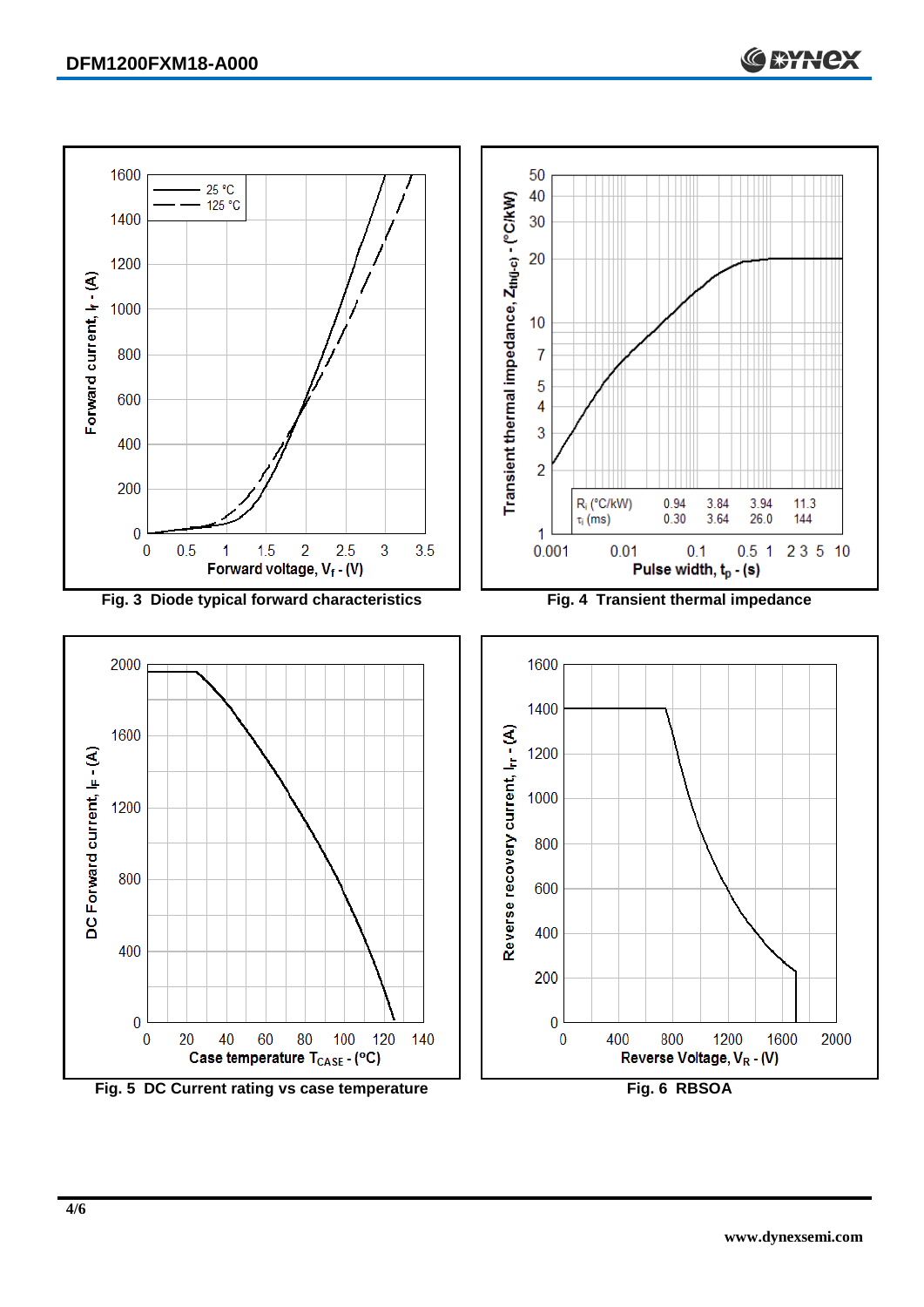Fig. 3 Diode typical forward characteristics

Fig. 4 Transient thermal impedance

| $R_i$ (°C/kW) | 0.94 | 3.84 | 3.94 | 11.3 |
| --- | --- | --- | --- | --- |
| $\tau_i$ (ms) | 0.30 | 3.64 | 26.0 | 144 |

Fig. 5 DC Current rating vs case temperature

Fig. 6 RBSOA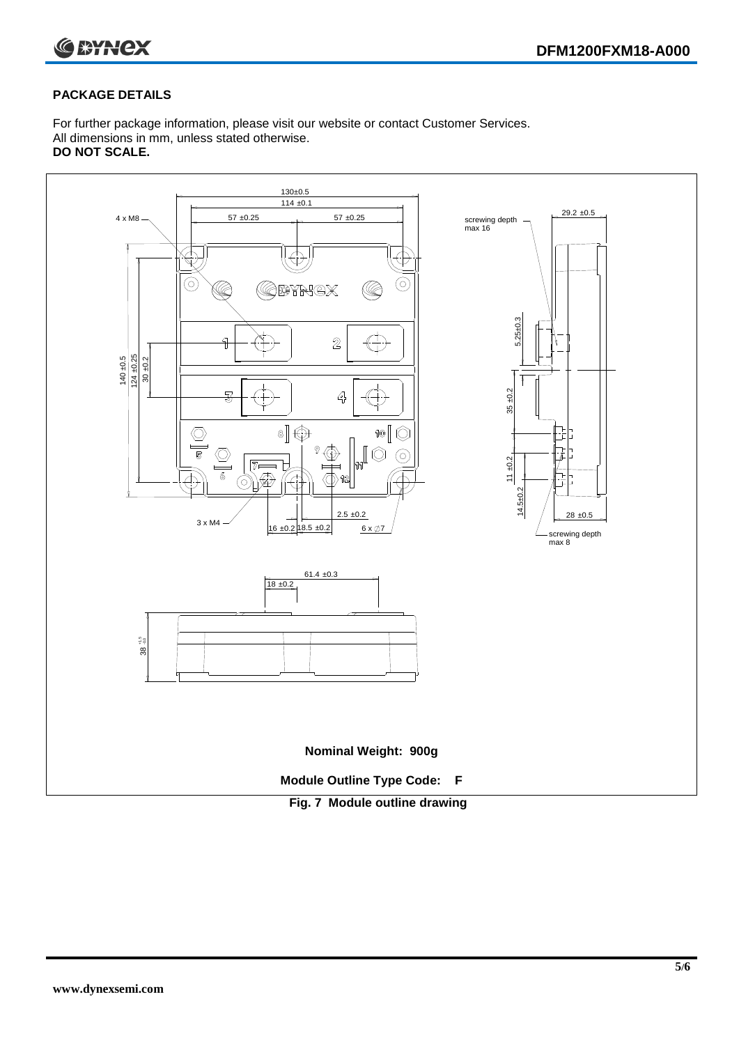## PACKAGE DETAILS

For further package information, please visit our website or contact Customer Services.
All dimensions in mm, unless stated otherwise.
**DO NOT SCALE.**

130±0.5
114 ±0.1
4 x M8
57 ±0.25
57 ±0.25
screwing depth max 16
29.2 ±0.5
140 ±0.5
124 ±0.25
30 ±0.2
5.25±0.3
35 ±0.2
11 ±0.2
14.5±0.2
28 ±0.5
screwing depth max 8
3 x M4
16 ±0.2
18.5 ±0.2
2.5 ±0.2
6 x ∅7
61.4 ±0.3
18 ±0.2
38 $^{+1.5}_{-0.0}$

**Nominal Weight: 900g**

**Module Outline Type Code: F**

**Fig. 7 Module outline drawing**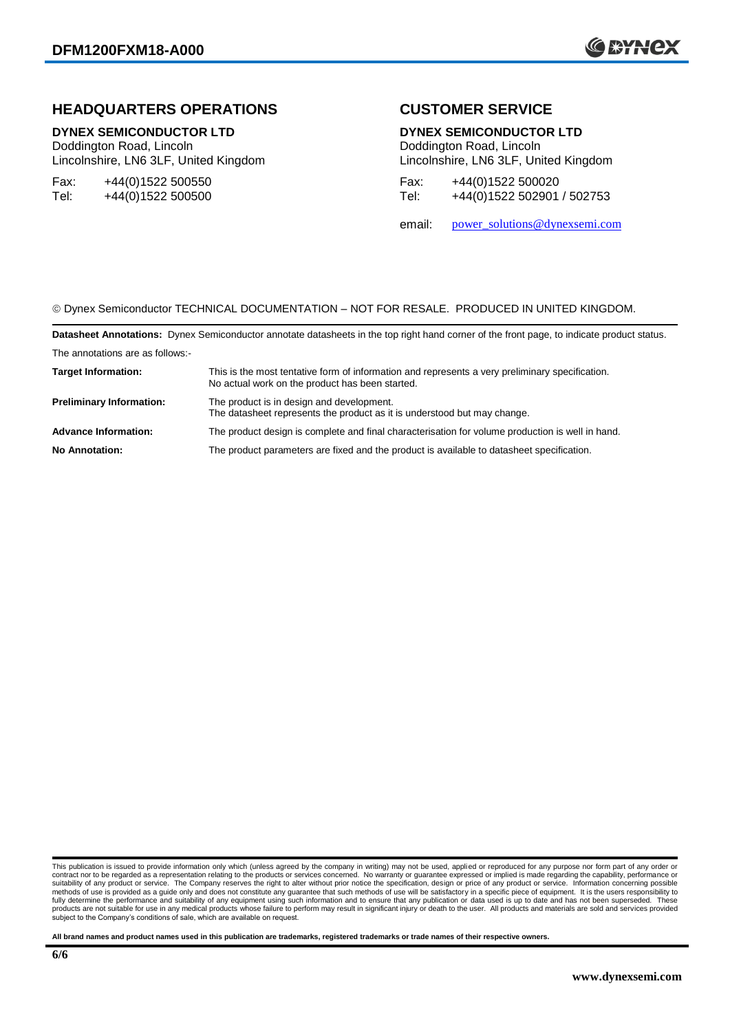## HEADQUARTERS OPERATIONS

**DYNEX SEMICONDUCTOR LTD**
Doddington Road, Lincoln
Lincolnshire, LN6 3LF, United Kingdom

Fax: +44(0)1522 500550
Tel: +44(0)1522 500500

## CUSTOMER SERVICE

**DYNEX SEMICONDUCTOR LTD**
Doddington Road, Lincoln
Lincolnshire, LN6 3LF, United Kingdom

Fax: +44(0)1522 500020
Tel: +44(0)1522 502901 / 502753

email: power_solutions@dynexsemi.com

© Dynex Semiconductor TECHNICAL DOCUMENTATION – NOT FOR RESALE. PRODUCED IN UNITED KINGDOM.

**Datasheet Annotations:** Dynex Semiconductor annotate datasheets in the top right hand corner of the front page, to indicate product status.

The annotations are as follows:-

| | |
|---|---|
| **Target Information:** | This is the most tentative form of information and represents a very preliminary specification. No actual work on the product has been started. |
| **Preliminary Information:** | The product is in design and development. The datasheet represents the product as it is understood but may change. |
| **Advance Information:** | The product design is complete and final characterisation for volume production is well in hand. |
| **No Annotation:** | The product parameters are fixed and the product is available to datasheet specification. |

This publication is issued to provide information only which (unless agreed by the company in writing) may not be used, applied or reproduced for any purpose nor form part of any order or contract nor to be regarded as a representation relating to the products or services concerned. No warranty or guarantee expressed or implied is made regarding the capability, performance or suitability of any product or service. The Company reserves the right to alter without prior notice the specification, design or price of any product or service. Information concerning possible methods of use is provided as a guide only and does not constitute any guarantee that such methods of use will be satisfactory in a specific piece of equipment. It is the users responsibility to fully determine the performance and suitability of any equipment using such information and to ensure that any publication or data used is up to date and has not been superseded. These products are not suitable for use in any medical products whose failure to perform may result in significant injury or death to the user. All products and materials are sold and services provided subject to the Company's conditions of sale, which are available on request.

**All brand names and product names used in this publication are trademarks, registered trademarks or trade names of their respective owners.**